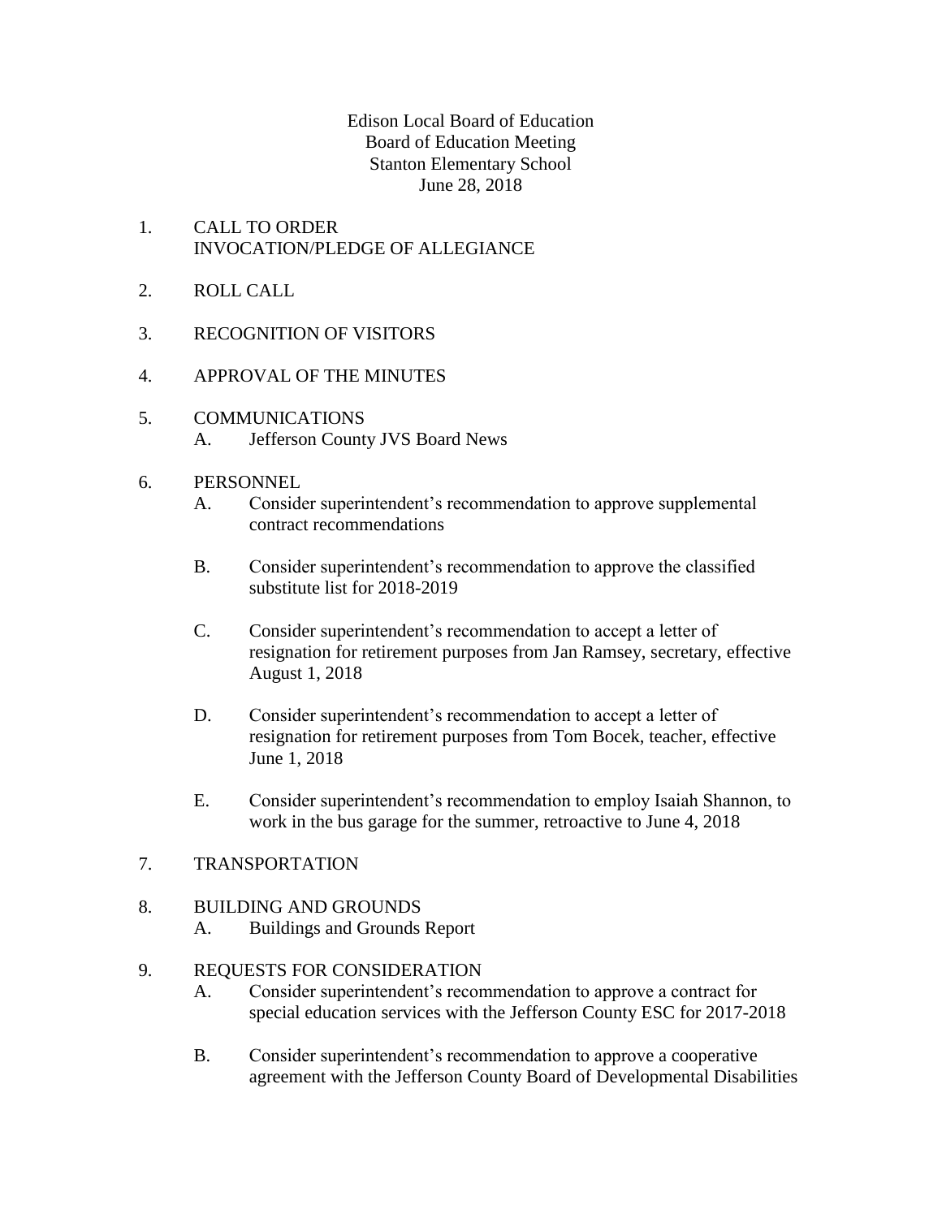Edison Local Board of Education
Board of Education Meeting
Stanton Elementary School
June 28, 2018

1. CALL TO ORDER
   INVOCATION/PLEDGE OF ALLEGIANCE

2. ROLL CALL

3. RECOGNITION OF VISITORS

4. APPROVAL OF THE MINUTES

5. COMMUNICATIONS
   A. Jefferson County JVS Board News

6. PERSONNEL
   A. Consider superintendent's recommendation to approve supplemental contract recommendations

   B. Consider superintendent's recommendation to approve the classified substitute list for 2018-2019

   C. Consider superintendent's recommendation to accept a letter of resignation for retirement purposes from Jan Ramsey, secretary, effective August 1, 2018

   D. Consider superintendent's recommendation to accept a letter of resignation for retirement purposes from Tom Bocek, teacher, effective June 1, 2018

   E. Consider superintendent's recommendation to employ Isaiah Shannon, to work in the bus garage for the summer, retroactive to June 4, 2018

7. TRANSPORTATION

8. BUILDING AND GROUNDS
   A. Buildings and Grounds Report

9. REQUESTS FOR CONSIDERATION
   A. Consider superintendent's recommendation to approve a contract for special education services with the Jefferson County ESC for 2017-2018

   B. Consider superintendent's recommendation to approve a cooperative agreement with the Jefferson County Board of Developmental Disabilities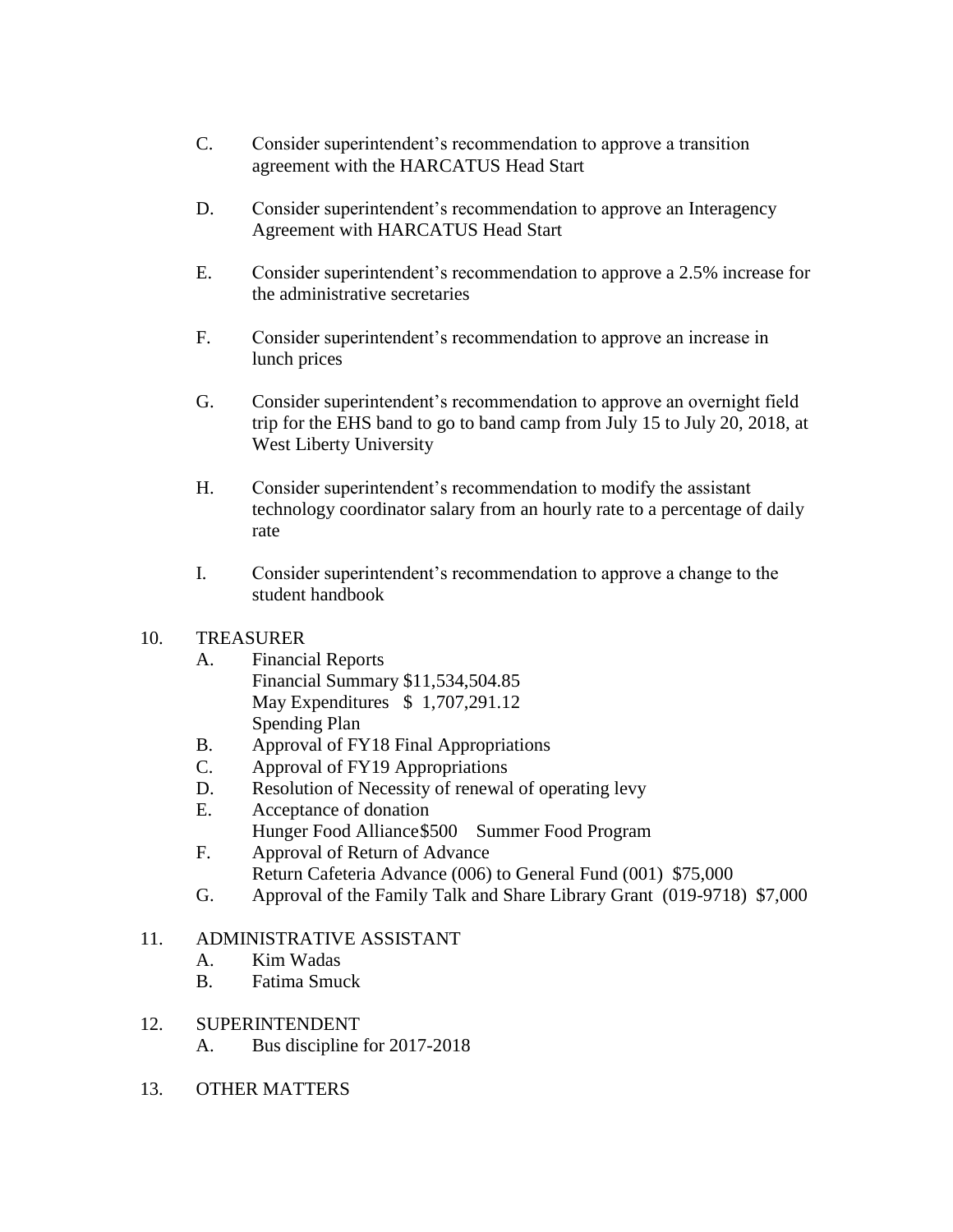C. Consider superintendent's recommendation to approve a transition agreement with the HARCATUS Head Start

D. Consider superintendent's recommendation to approve an Interagency Agreement with HARCATUS Head Start

E. Consider superintendent's recommendation to approve a 2.5% increase for the administrative secretaries

F. Consider superintendent's recommendation to approve an increase in lunch prices

G. Consider superintendent's recommendation to approve an overnight field trip for the EHS band to go to band camp from July 15 to July 20, 2018, at West Liberty University

H. Consider superintendent's recommendation to modify the assistant technology coordinator salary from an hourly rate to a percentage of daily rate

I. Consider superintendent's recommendation to approve a change to the student handbook

10. TREASURER
    A. Financial Reports
       Financial Summary $11,534,504.85
       May Expenditures $ 1,707,291.12
       Spending Plan
    B. Approval of FY18 Final Appropriations
    C. Approval of FY19 Appropriations
    D. Resolution of Necessity of renewal of operating levy
    E. Acceptance of donation
       Hunger Food Alliance $500 Summer Food Program
    F. Approval of Return of Advance
       Return Cafeteria Advance (006) to General Fund (001) $75,000
    G. Approval of the Family Talk and Share Library Grant (019-9718) $7,000

11. ADMINISTRATIVE ASSISTANT
    A. Kim Wadas
    B. Fatima Smuck

12. SUPERINTENDENT
    A. Bus discipline for 2017-2018

13. OTHER MATTERS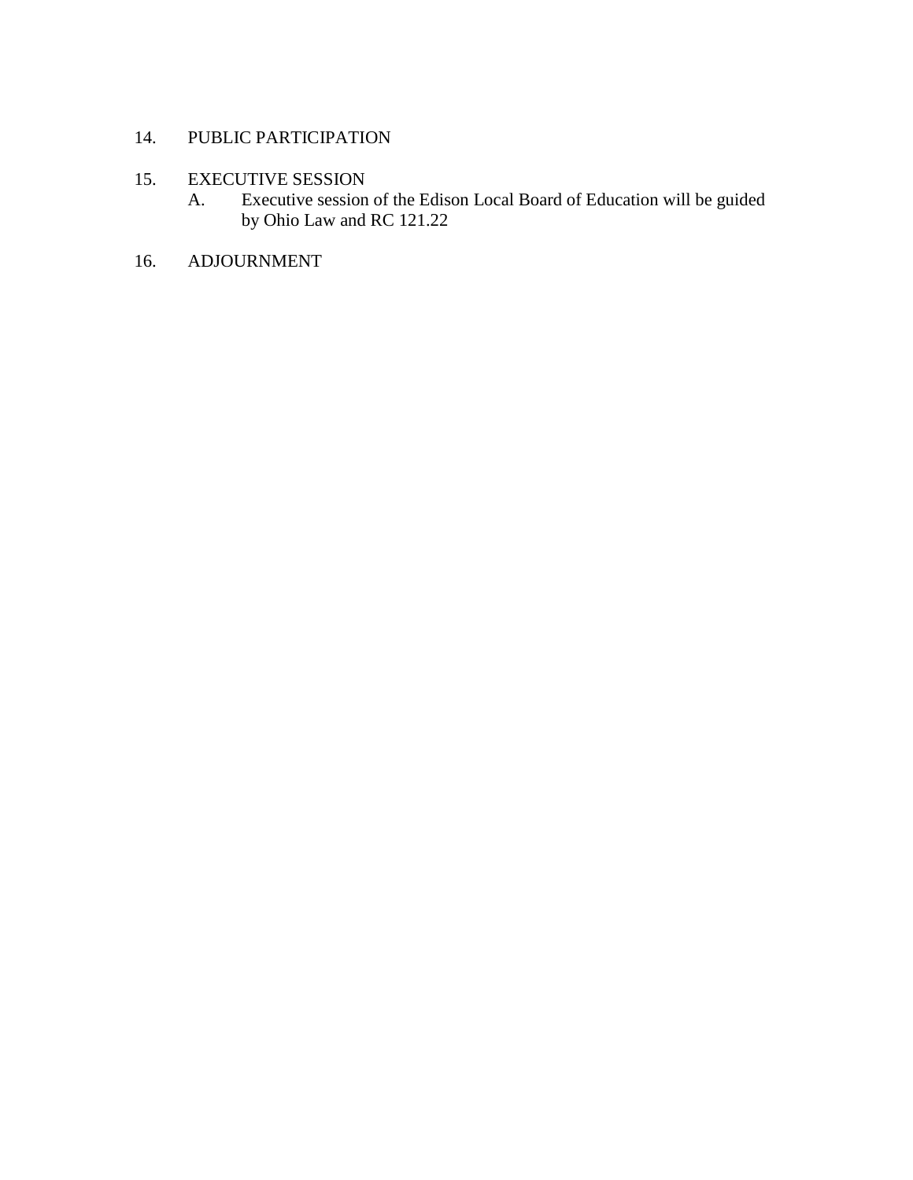14. PUBLIC PARTICIPATION

15. EXECUTIVE SESSION
    A. Executive session of the Edison Local Board of Education will be guided by Ohio Law and RC 121.22

16. ADJOURNMENT